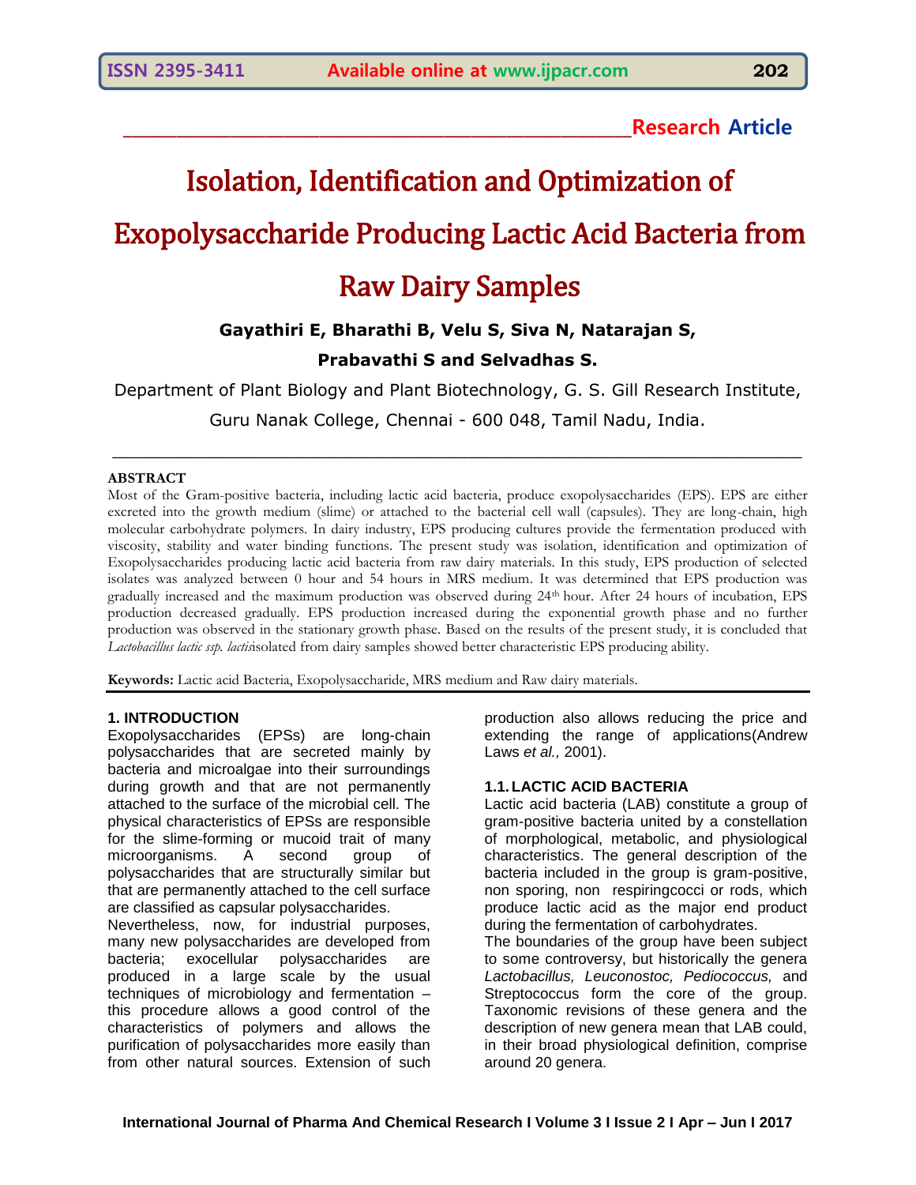Research Article

# Isolation, Identification and Optimization of Exopolysaccharide Producing Lactic Acid Bacteria from Raw Dairy Samples

**Gayathiri E, Bharathi B, Velu S, Siva N, Natarajan S, Prabavathi S and Selvadhas S.**

Department of Plant Biology and Plant Biotechnology, G. S. Gill Research Institute, Guru Nanak College, Chennai - 600 048, Tamil Nadu, India.

## ABSTRACT

Most of the Gram-positive bacteria, including lactic acid bacteria, produce exopolysaccharides (EPS). EPS are either excreted into the growth medium (slime) or attached to the bacterial cell wall (capsules). They are long-chain, high molecular carbohydrate polymers. In dairy industry, EPS producing cultures provide the fermentation produced with viscosity, stability and water binding functions. The present study was isolation, identification and optimization of Exopolysaccharides producing lactic acid bacteria from raw dairy materials. In this study, EPS production of selected isolates was analyzed between 0 hour and 54 hours in MRS medium. It was determined that EPS production was gradually increased and the maximum production was observed during 24[th] hour. After 24 hours of incubation, EPS production decreased gradually. EPS production increased during the exponential growth phase and no further production was observed in the stationary growth phase. Based on the results of the present study, it is concluded that *Lactobacillus lactic ssp. lactis*isolated from dairy samples showed better characteristic EPS producing ability.

**Keywords:** Lactic acid Bacteria, Exopolysaccharide, MRS medium and Raw dairy materials.

### 1. INTRODUCTION

Exopolysaccharides (EPSs) are long-chain polysaccharides that are secreted mainly by bacteria and microalgae into their surroundings during growth and that are not permanently attached to the surface of the microbial cell. The physical characteristics of EPSs are responsible for the slime-forming or mucoid trait of many microorganisms. A second group of polysaccharides that are structurally similar but that are permanently attached to the cell surface are classified as capsular polysaccharides.

Nevertheless, now, for industrial purposes, many new polysaccharides are developed from bacteria; exocellular polysaccharides are produced in a large scale by the usual techniques of microbiology and fermentation – this procedure allows a good control of the characteristics of polymers and allows the purification of polysaccharides more easily than from other natural sources. Extension of such production also allows reducing the price and extending the range of applications(Andrew Laws *et al.,* 2001).

### 1.1. LACTIC ACID BACTERIA

Lactic acid bacteria (LAB) constitute a group of gram-positive bacteria united by a constellation of morphological, metabolic, and physiological characteristics. The general description of the bacteria included in the group is gram-positive, non sporing, non respiringcocci or rods, which produce lactic acid as the major end product during the fermentation of carbohydrates.

The boundaries of the group have been subject to some controversy, but historically the genera *Lactobacillus, Leuconostoc, Pediococcus,* and Streptococcus form the core of the group. Taxonomic revisions of these genera and the description of new genera mean that LAB could, in their broad physiological definition, comprise around 20 genera.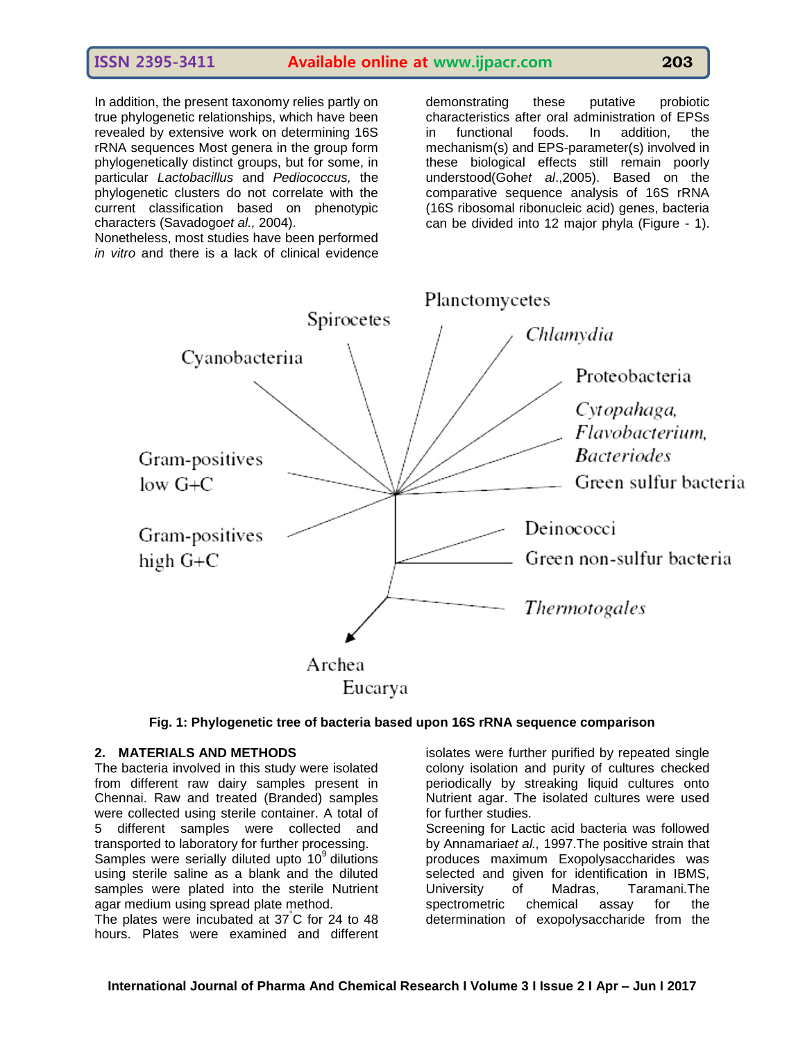In addition, the present taxonomy relies partly on true phylogenetic relationships, which have been revealed by extensive work on determining 16S rRNA sequences Most genera in the group form phylogenetically distinct groups, but for some, in particular *Lactobacillus* and *Pediococcus,* the phylogenetic clusters do not correlate with the current classification based on phenotypic characters (Savadogo*et al.,* 2004).

Nonetheless, most studies have been performed *in vitro* and there is a lack of clinical evidence demonstrating these putative probiotic characteristics after oral administration of EPSs in functional foods. In addition, the mechanism(s) and EPS-parameter(s) involved in these biological effects still remain poorly understood(Goh*et al*.,2005). Based on the comparative sequence analysis of 16S rRNA (16S ribosomal ribonucleic acid) genes, bacteria can be divided into 12 major phyla (Figure - 1).

**Fig. 1: Phylogenetic tree of bacteria based upon 16S rRNA sequence comparison**

## 2. MATERIALS AND METHODS

The bacteria involved in this study were isolated from different raw dairy samples present in Chennai. Raw and treated (Branded) samples were collected using sterile container. A total of 5 different samples were collected and transported to laboratory for further processing.

Samples were serially diluted upto $10^9$ dilutions using sterile saline as a blank and the diluted samples were plated into the sterile Nutrient agar medium using spread plate method.

The plates were incubated at 37°C for 24 to 48 hours. Plates were examined and different isolates were further purified by repeated single colony isolation and purity of cultures checked periodically by streaking liquid cultures onto Nutrient agar. The isolated cultures were used for further studies.

Screening for Lactic acid bacteria was followed by Annamaria*et al.,* 1997.The positive strain that produces maximum Exopolysaccharides was selected and given for identification in IBMS, University of Madras, Taramani.The spectrometric chemical assay for the determination of exopolysaccharide from the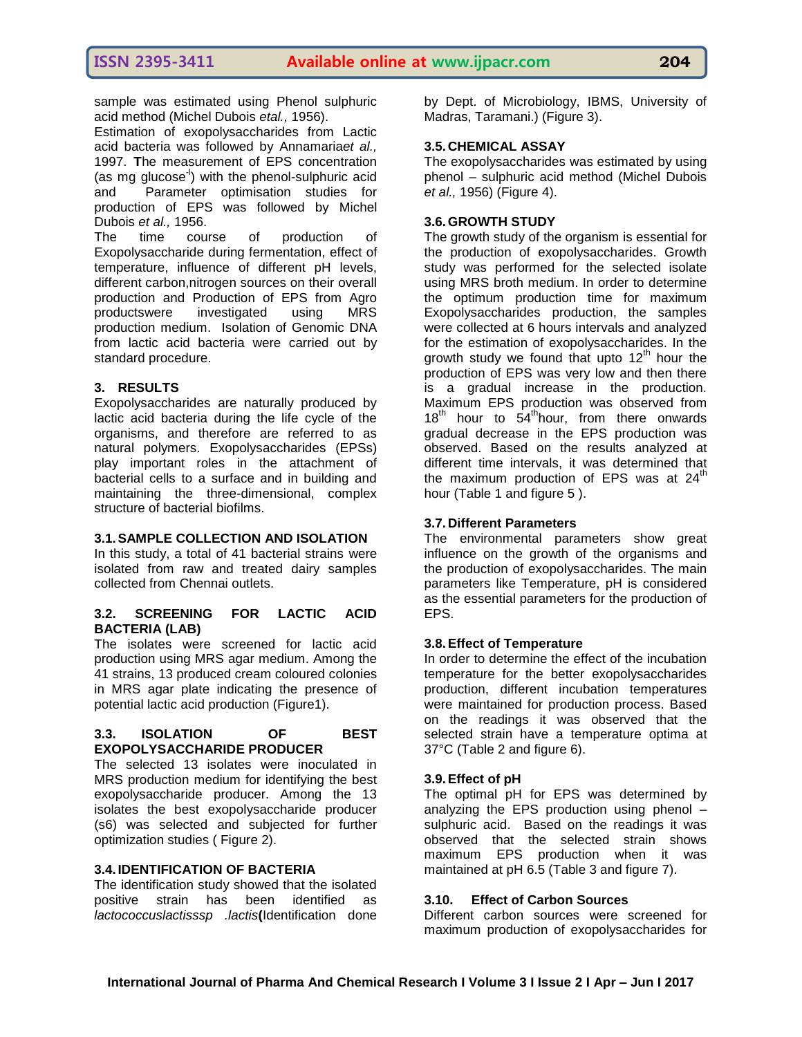sample was estimated using Phenol sulphuric acid method (Michel Dubois *etal.,* 1956).

Estimation of exopolysaccharides from Lactic acid bacteria was followed by Annamaria*et al.,* 1997. **T**he measurement of EPS concentration (as mg glucose$^{-l}$) with the phenol-sulphuric acid and Parameter optimisation studies for production of EPS was followed by Michel Dubois *et al.,* 1956.

The time course of production of Exopolysaccharide during fermentation, effect of temperature, influence of different pH levels, different carbon,nitrogen sources on their overall production and Production of EPS from Agro productswere investigated using MRS production medium. Isolation of Genomic DNA from lactic acid bacteria were carried out by standard procedure.

## 3. RESULTS

Exopolysaccharides are naturally produced by lactic acid bacteria during the life cycle of the organisms, and therefore are referred to as natural polymers. Exopolysaccharides (EPSs) play important roles in the attachment of bacterial cells to a surface and in building and maintaining the three-dimensional, complex structure of bacterial biofilms.

### 3.1. SAMPLE COLLECTION AND ISOLATION

In this study, a total of 41 bacterial strains were isolated from raw and treated dairy samples collected from Chennai outlets.

### 3.2. SCREENING FOR LACTIC ACID BACTERIA (LAB)

The isolates were screened for lactic acid production using MRS agar medium. Among the 41 strains, 13 produced cream coloured colonies in MRS agar plate indicating the presence of potential lactic acid production (Figure1).

### 3.3. ISOLATION OF BEST EXOPOLYSACCHARIDE PRODUCER

The selected 13 isolates were inoculated in MRS production medium for identifying the best exopolysaccharide producer. Among the 13 isolates the best exopolysaccharide producer (s6) was selected and subjected for further optimization studies ( Figure 2).

### 3.4. IDENTIFICATION OF BACTERIA

The identification study showed that the isolated positive strain has been identified as *lactococcuslactisssp .lactis***(**Identification done by Dept. of Microbiology, IBMS, University of Madras, Taramani.) (Figure 3).

### 3.5. CHEMICAL ASSAY

The exopolysaccharides was estimated by using phenol – sulphuric acid method (Michel Dubois *et al.,* 1956) (Figure 4).

### 3.6. GROWTH STUDY

The growth study of the organism is essential for the production of exopolysaccharides. Growth study was performed for the selected isolate using MRS broth medium. In order to determine the optimum production time for maximum Exopolysaccharides production, the samples were collected at 6 hours intervals and analyzed for the estimation of exopolysaccharides. In the growth study we found that upto 12$^{th}$ hour the production of EPS was very low and then there is a gradual increase in the production. Maximum EPS production was observed from 18$^{th}$ hour to 54$^{th}$hour, from there onwards gradual decrease in the EPS production was observed. Based on the results analyzed at different time intervals, it was determined that the maximum production of EPS was at 24$^{th}$ hour (Table 1 and figure 5 ).

### 3.7. Different Parameters

The environmental parameters show great influence on the growth of the organisms and the production of exopolysaccharides. The main parameters like Temperature, pH is considered as the essential parameters for the production of EPS.

### 3.8. Effect of Temperature

In order to determine the effect of the incubation temperature for the better exopolysaccharides production, different incubation temperatures were maintained for production process. Based on the readings it was observed that the selected strain have a temperature optima at 37°C (Table 2 and figure 6).

### 3.9. Effect of pH

The optimal pH for EPS was determined by analyzing the EPS production using phenol – sulphuric acid. Based on the readings it was observed that the selected strain shows maximum EPS production when it was maintained at pH 6.5 (Table 3 and figure 7).

### 3.10. Effect of Carbon Sources

Different carbon sources were screened for maximum production of exopolysaccharides for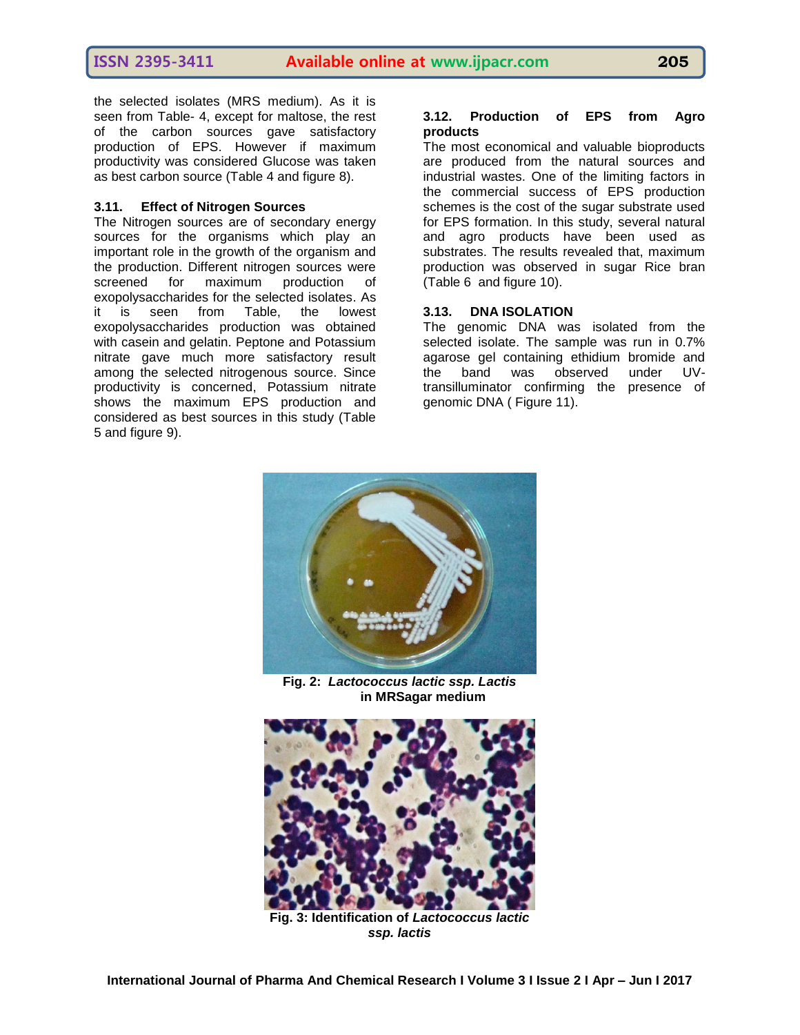the selected isolates (MRS medium). As it is seen from Table- 4, except for maltose, the rest of the carbon sources gave satisfactory production of EPS. However if maximum productivity was considered Glucose was taken as best carbon source (Table 4 and figure 8).

### 3.11. Effect of Nitrogen Sources

The Nitrogen sources are of secondary energy sources for the organisms which play an important role in the growth of the organism and the production. Different nitrogen sources were screened for maximum production of exopolysaccharides for the selected isolates. As it is seen from Table, the lowest exopolysaccharides production was obtained with casein and gelatin. Peptone and Potassium nitrate gave much more satisfactory result among the selected nitrogenous source. Since productivity is concerned, Potassium nitrate shows the maximum EPS production and considered as best sources in this study (Table 5 and figure 9).

### 3.12. Production of EPS from Agro products

The most economical and valuable bioproducts are produced from the natural sources and industrial wastes. One of the limiting factors in the commercial success of EPS production schemes is the cost of the sugar substrate used for EPS formation. In this study, several natural and agro products have been used as substrates. The results revealed that, maximum production was observed in sugar Rice bran (Table 6 and figure 10).

### 3.13. DNA ISOLATION

The genomic DNA was isolated from the selected isolate. The sample was run in 0.7% agarose gel containing ethidium bromide and the band was observed under UV-transilluminator confirming the presence of genomic DNA ( Figure 11).

**Fig. 2: *Lactococcus lactic ssp. Lactis* in MRSagar medium**

**Fig. 3: Identification of *Lactococcus lactic ssp. lactis***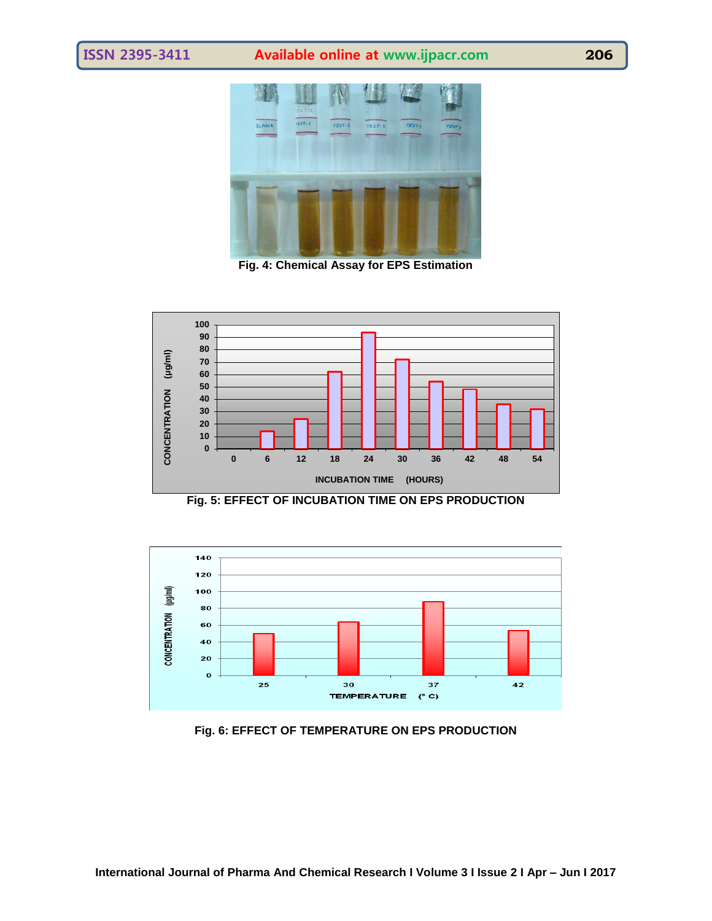Fig. 4: Chemical Assay for EPS Estimation

Fig. 5: EFFECT OF INCUBATION TIME ON EPS PRODUCTION

Fig. 6: EFFECT OF TEMPERATURE ON EPS PRODUCTION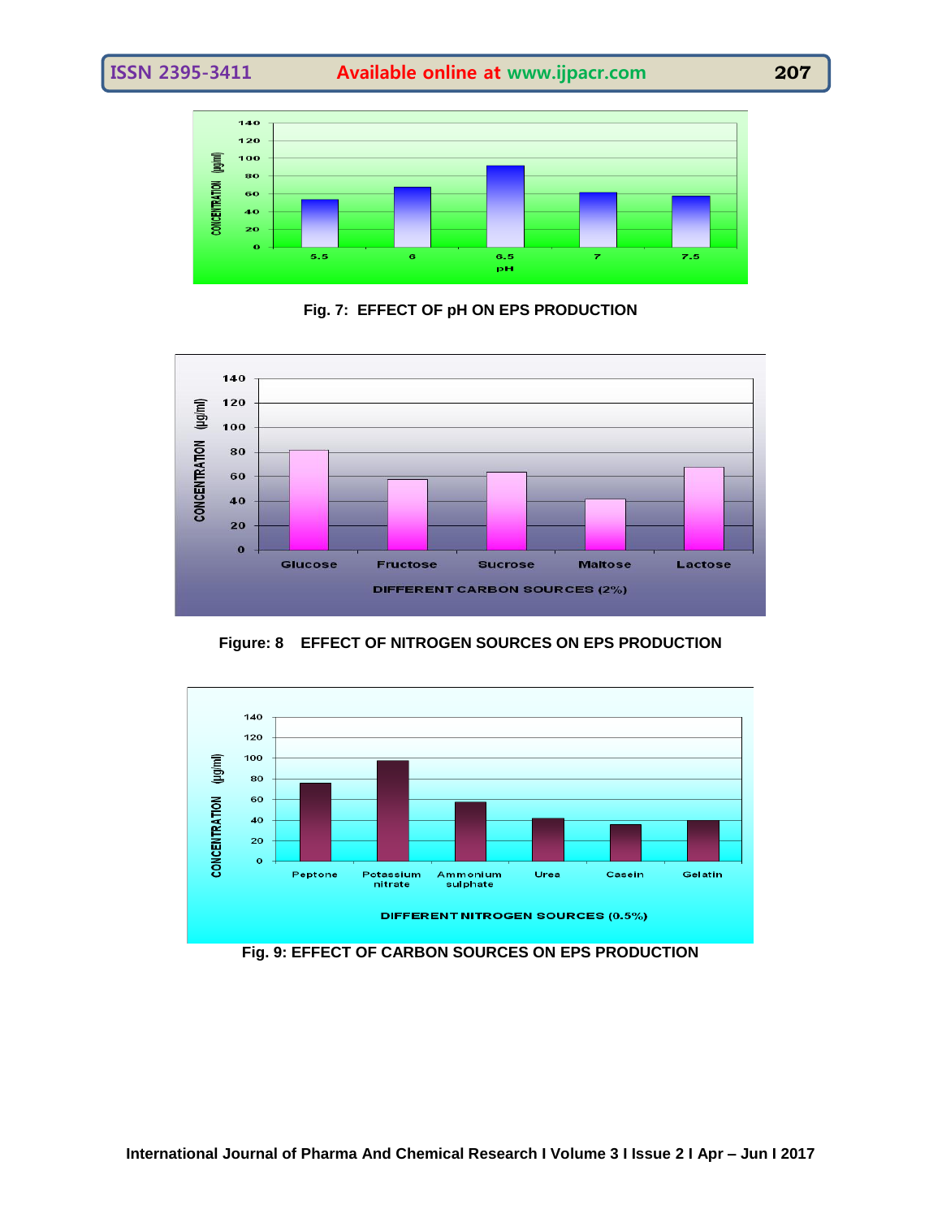Fig. 7: EFFECT OF pH ON EPS PRODUCTION

Figure: 8 EFFECT OF NITROGEN SOURCES ON EPS PRODUCTION

Fig. 9: EFFECT OF CARBON SOURCES ON EPS PRODUCTION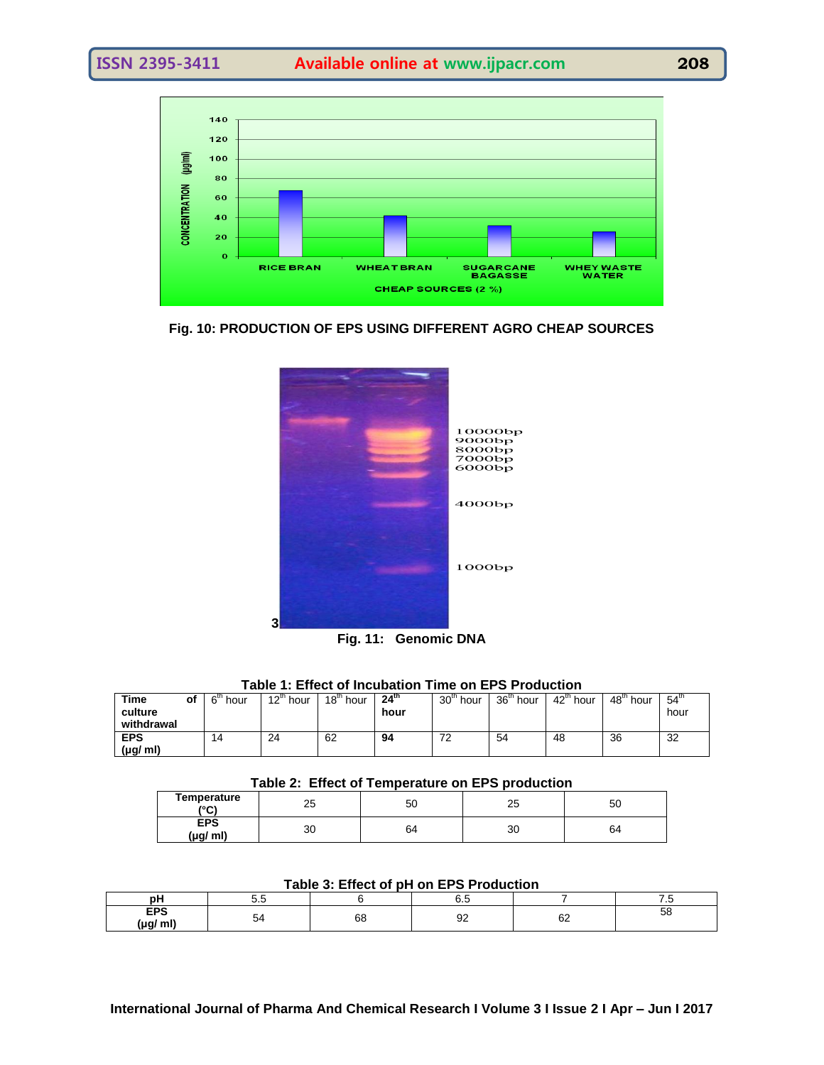Fig. 10: PRODUCTION OF EPS USING DIFFERENT AGRO CHEAP SOURCES

Fig. 11: Genomic DNA

**Table 1: Effect of Incubation Time on EPS Production**

| Time of culture withdrawal | 6th hour | 12th hour | 18th hour | **24th hour** | 30th hour | 36th hour | 42th hour | 48th hour | 54th hour |
|---|---|---|---|---|---|---|---|---|---|
| EPS (μg/ ml) | 14 | 24 | 62 | **94** | 72 | 54 | 48 | 36 | 32 |

**Table 2: Effect of Temperature on EPS production**

| Temperature (°C) | 25 | 50 | 25 | 50 |
|---|---|---|---|---|
| EPS (μg/ ml) | 30 | 64 | 30 | 64 |

**Table 3: Effect of pH on EPS Production**

| pH | 5.5 | 6 | 6.5 | 7 | 7.5 |
|---|---|---|---|---|---|
| EPS (μg/ ml) | 54 | 68 | 92 | 62 | 58 |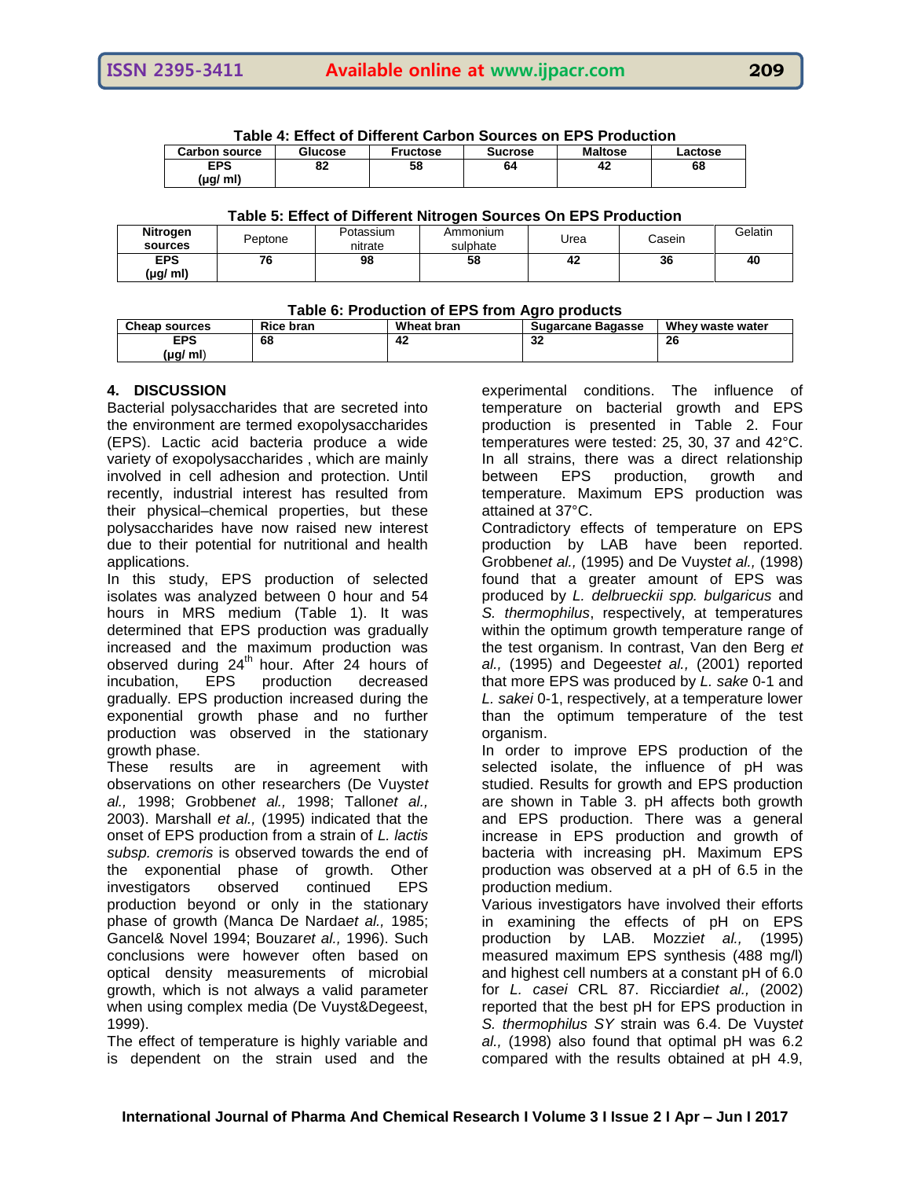**Table 4: Effect of Different Carbon Sources on EPS Production**

| Carbon source | Glucose | Fructose | Sucrose | Maltose | Lactose |
|---|---|---|---|---|---|
| EPS (µg/ ml) | 82 | 58 | 64 | 42 | 68 |

**Table 5: Effect of Different Nitrogen Sources On EPS Production**

| Nitrogen sources | Peptone | Potassium nitrate | Ammonium sulphate | Urea | Casein | Gelatin |
|---|---|---|---|---|---|---|
| EPS (µg/ ml) | 76 | 98 | 58 | 42 | 36 | 40 |

**Table 6: Production of EPS from Agro products**

| Cheap sources | Rice bran | Wheat bran | Sugarcane Bagasse | Whey waste water |
|---|---|---|---|---|
| EPS (µg/ ml) | 68 | 42 | 32 | 26 |

## 4. DISCUSSION

Bacterial polysaccharides that are secreted into the environment are termed exopolysaccharides (EPS). Lactic acid bacteria produce a wide variety of exopolysaccharides , which are mainly involved in cell adhesion and protection. Until recently, industrial interest has resulted from their physical–chemical properties, but these polysaccharides have now raised new interest due to their potential for nutritional and health applications.

In this study, EPS production of selected isolates was analyzed between 0 hour and 54 hours in MRS medium (Table 1). It was determined that EPS production was gradually increased and the maximum production was observed during 24$^{th}$ hour. After 24 hours of incubation, EPS production decreased gradually. EPS production increased during the exponential growth phase and no further production was observed in the stationary growth phase.

These results are in agreement with observations on other researchers (De Vuyst*et al.,* 1998; Grobben*et al.,* 1998; Tallon*et al.,* 2003). Marshall *et al.,* (1995) indicated that the onset of EPS production from a strain of *L. lactis subsp. cremoris* is observed towards the end of the exponential phase of growth. Other investigators observed continued EPS production beyond or only in the stationary phase of growth (Manca De Narda*et al.,* 1985; Gancel& Novel 1994; Bouzar*et al.,* 1996). Such conclusions were however often based on optical density measurements of microbial growth, which is not always a valid parameter when using complex media (De Vuyst&Degeest, 1999).

The effect of temperature is highly variable and is dependent on the strain used and the experimental conditions. The influence of temperature on bacterial growth and EPS production is presented in Table 2. Four temperatures were tested: 25, 30, 37 and 42°C. In all strains, there was a direct relationship between EPS production, growth and temperature. Maximum EPS production was attained at 37°C.

Contradictory effects of temperature on EPS production by LAB have been reported. Grobben*et al.,* (1995) and De Vuyst*et al.,* (1998) found that a greater amount of EPS was produced by *L. delbrueckii spp. bulgaricus* and *S. thermophilus*, respectively, at temperatures within the optimum growth temperature range of the test organism. In contrast, Van den Berg *et al.,* (1995) and Degeest*et al.,* (2001) reported that more EPS was produced by *L. sake* 0-1 and *L. sakei* 0-1, respectively, at a temperature lower than the optimum temperature of the test organism.

In order to improve EPS production of the selected isolate, the influence of pH was studied. Results for growth and EPS production are shown in Table 3. pH affects both growth and EPS production. There was a general increase in EPS production and growth of bacteria with increasing pH. Maximum EPS production was observed at a pH of 6.5 in the production medium.

Various investigators have involved their efforts in examining the effects of pH on EPS production by LAB. Mozzi*et al.,* (1995) measured maximum EPS synthesis (488 mg/l) and highest cell numbers at a constant pH of 6.0 for *L. casei* CRL 87. Ricciardi*et al.,* (2002) reported that the best pH for EPS production in *S. thermophilus SY* strain was 6.4. De Vuyst*et al.,* (1998) also found that optimal pH was 6.2 compared with the results obtained at pH 4.9,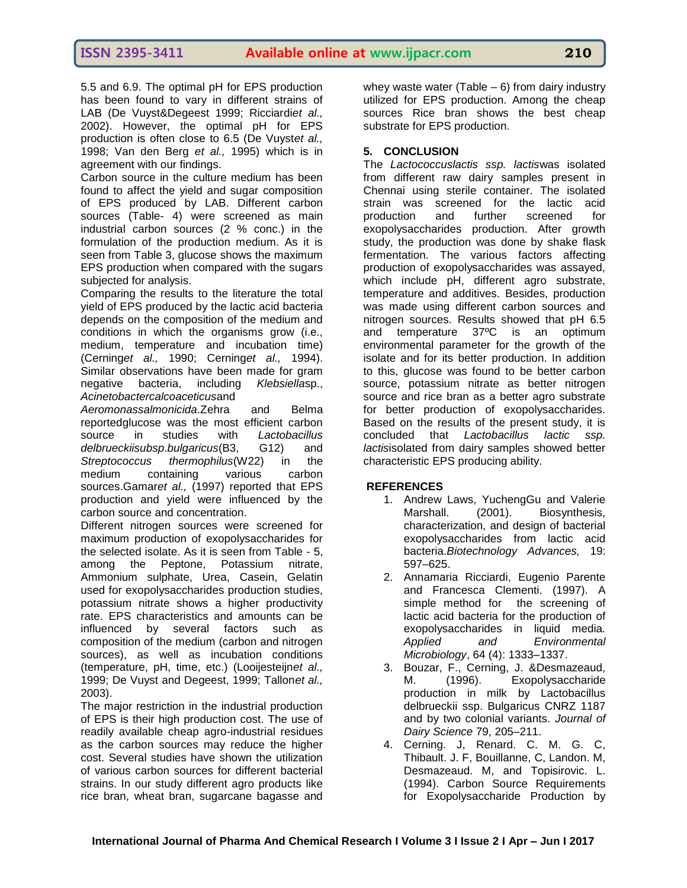5.5 and 6.9. The optimal pH for EPS production has been found to vary in different strains of LAB (De Vuyst&Degeest 1999; Ricciardi*et al.,* 2002). However, the optimal pH for EPS production is often close to 6.5 (De Vuyst*et al.,* 1998; Van den Berg *et al.,* 1995) which is in agreement with our findings.

Carbon source in the culture medium has been found to affect the yield and sugar composition of EPS produced by LAB. Different carbon sources (Table- 4) were screened as main industrial carbon sources (2 % conc.) in the formulation of the production medium. As it is seen from Table 3, glucose shows the maximum EPS production when compared with the sugars subjected for analysis.

Comparing the results to the literature the total yield of EPS produced by the lactic acid bacteria depends on the composition of the medium and conditions in which the organisms grow (i.e., medium, temperature and incubation time) (Cerning*et al.,* 1990; Cerning*et al.,* 1994). Similar observations have been made for gram negative bacteria, including *Klebsiella*sp., *Acinetobactercalcoaceticus*and *Aeromonassalmonicida*.Zehra and Belma reportedglucose was the most efficient carbon source in studies with *Lactobacillus delbrueckiisubsp.bulgaricus*(B3, G12) and *Streptococcus thermophilus*(W22) in the medium containing various carbon sources.Gamar*et al.,* (1997) reported that EPS production and yield were influenced by the carbon source and concentration.

Different nitrogen sources were screened for maximum production of exopolysaccharides for the selected isolate. As it is seen from Table - 5, among the Peptone, Potassium nitrate, Ammonium sulphate, Urea, Casein, Gelatin used for exopolysaccharides production studies, potassium nitrate shows a higher productivity rate. EPS characteristics and amounts can be influenced by several factors such as composition of the medium (carbon and nitrogen sources), as well as incubation conditions (temperature, pH, time, etc.) (Looijesteijn*et al.,* 1999; De Vuyst and Degeest, 1999; Tallon*et al.,* 2003).

The major restriction in the industrial production of EPS is their high production cost. The use of readily available cheap agro-industrial residues as the carbon sources may reduce the higher cost. Several studies have shown the utilization of various carbon sources for different bacterial strains. In our study different agro products like rice bran, wheat bran, sugarcane bagasse and whey waste water (Table – 6) from dairy industry utilized for EPS production. Among the cheap sources Rice bran shows the best cheap substrate for EPS production.

## 5. CONCLUSION

The *Lactococcuslactis ssp. lactis*was isolated from different raw dairy samples present in Chennai using sterile container. The isolated strain was screened for the lactic acid production and further screened for exopolysaccharides production. After growth study, the production was done by shake flask fermentation. The various factors affecting production of exopolysaccharides was assayed, which include pH, different agro substrate, temperature and additives. Besides, production was made using different carbon sources and nitrogen sources. Results showed that pH 6.5 and temperature 37ºC is an optimum environmental parameter for the growth of the isolate and for its better production. In addition to this, glucose was found to be better carbon source, potassium nitrate as better nitrogen source and rice bran as a better agro substrate for better production of exopolysaccharides. Based on the results of the present study, it is concluded that *Lactobacillus lactic ssp. lactis*isolated from dairy samples showed better characteristic EPS producing ability.

## REFERENCES

1. Andrew Laws, YuchengGu and Valerie Marshall. (2001). Biosynthesis, characterization, and design of bacterial exopolysaccharides from lactic acid bacteria.*Biotechnology Advances,* 19: 597–625.
2. Annamaria Ricciardi, Eugenio Parente and Francesca Clementi. (1997). A simple method for the screening of lactic acid bacteria for the production of exopolysaccharides in liquid media. *Applied and Environmental Microbiology*, 64 (4): 1333–1337.
3. Bouzar, F., Cerning, J. &Desmazeaud, M. (1996). Exopolysaccharide production in milk by Lactobacillus delbrueckii ssp. Bulgaricus CNRZ 1187 and by two colonial variants. *Journal of Dairy Science* 79, 205–211.
4. Cerning. J, Renard. C. M. G. C, Thibault. J. F, Bouillanne, C, Landon. M, Desmazeaud. M, and Topisirovic. L. (1994). Carbon Source Requirements for Exopolysaccharide Production by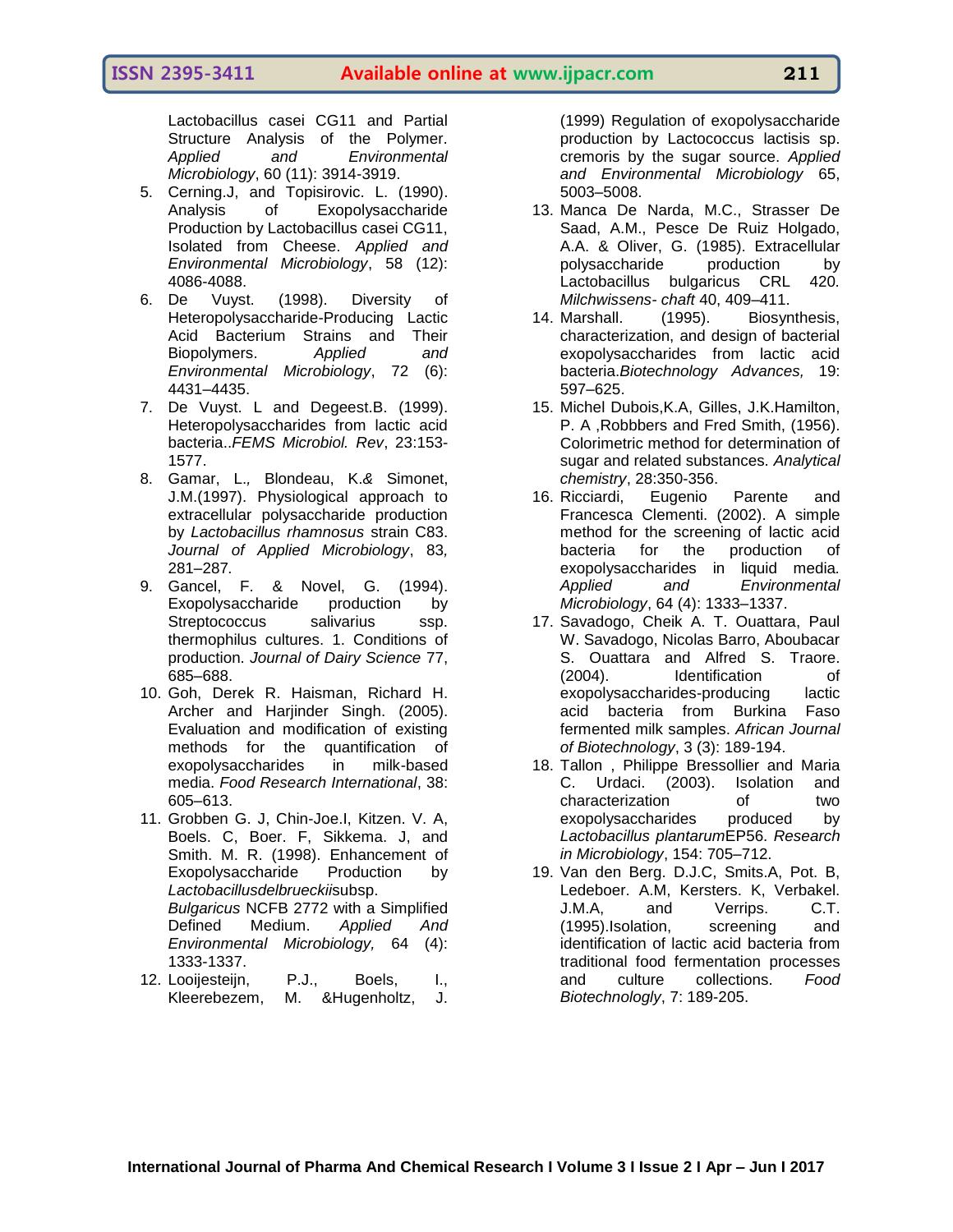Lactobacillus casei CG11 and Partial Structure Analysis of the Polymer. *Applied and Environmental Microbiology*, 60 (11): 3914-3919.

5. Cerning.J, and Topisirovic. L. (1990). Analysis of Exopolysaccharide Production by Lactobacillus casei CG11, Isolated from Cheese. *Applied and Environmental Microbiology*, 58 (12): 4086-4088.
6. De Vuyst. (1998). Diversity of Heteropolysaccharide-Producing Lactic Acid Bacterium Strains and Their Biopolymers. *Applied and Environmental Microbiology*, 72 (6): 4431–4435.
7. De Vuyst. L and Degeest.B. (1999). Heteropolysaccharides from lactic acid bacteria..*FEMS Microbiol. Rev*, 23:153-1577.
8. Gamar, L., Blondeau, K.& Simonet, J.M.(1997). Physiological approach to extracellular polysaccharide production by *Lactobacillus rhamnosus* strain C83. *Journal of Applied Microbiology*, 83, 281–287.
9. Gancel, F. & Novel, G. (1994). Exopolysaccharide production by Streptococcus salivarius ssp. thermophilus cultures. 1. Conditions of production. *Journal of Dairy Science* 77, 685–688.
10. Goh, Derek R. Haisman, Richard H. Archer and Harjinder Singh. (2005). Evaluation and modification of existing methods for the quantification of exopolysaccharides in milk-based media. *Food Research International*, 38: 605–613.
11. Grobben G. J, Chin-Joe.I, Kitzen. V. A, Boels. C, Boer. F, Sikkema. J, and Smith. M. R. (1998). Enhancement of Exopolysaccharide Production by *Lactobacillusdelbrueckii*subsp. *Bulgaricus* NCFB 2772 with a Simplified Defined Medium. *Applied And Environmental Microbiology,* 64 (4): 1333-1337.
12. Looijesteijn, P.J., Boels, I., Kleerebezem, M. &Hugenholtz, J. (1999) Regulation of exopolysaccharide production by Lactococcus lactisis sp. cremoris by the sugar source. *Applied and Environmental Microbiology* 65, 5003–5008.
13. Manca De Narda, M.C., Strasser De Saad, A.M., Pesce De Ruiz Holgado, A.A. & Oliver, G. (1985). Extracellular polysaccharide production by Lactobacillus bulgaricus CRL 420. *Milchwissens- chaft* 40, 409–411.
14. Marshall. (1995). Biosynthesis, characterization, and design of bacterial exopolysaccharides from lactic acid bacteria.*Biotechnology Advances,* 19: 597–625.
15. Michel Dubois,K.A, Gilles, J.K.Hamilton, P. A ,Robbbers and Fred Smith, (1956). Colorimetric method for determination of sugar and related substances. *Analytical chemistry*, 28:350-356.
16. Ricciardi, Eugenio Parente and Francesca Clementi. (2002). A simple method for the screening of lactic acid bacteria for the production of exopolysaccharides in liquid media. *Applied and Environmental Microbiology*, 64 (4): 1333–1337.
17. Savadogo, Cheik A. T. Ouattara, Paul W. Savadogo, Nicolas Barro, Aboubacar S. Ouattara and Alfred S. Traore. (2004). Identification of exopolysaccharides-producing lactic acid bacteria from Burkina Faso fermented milk samples. *African Journal of Biotechnology*, 3 (3): 189-194.
18. Tallon , Philippe Bressollier and Maria C. Urdaci. (2003). Isolation and characterization of two exopolysaccharides produced by *Lactobacillus plantarum*EP56. *Research in Microbiology*, 154: 705–712.
19. Van den Berg. D.J.C, Smits.A, Pot. B, Ledeboer. A.M, Kersters. K, Verbakel. J.M.A, and Verrips. C.T. (1995).Isolation, screening and identification of lactic acid bacteria from traditional food fermentation processes and culture collections. *Food Biotechnologly*, 7: 189-205.